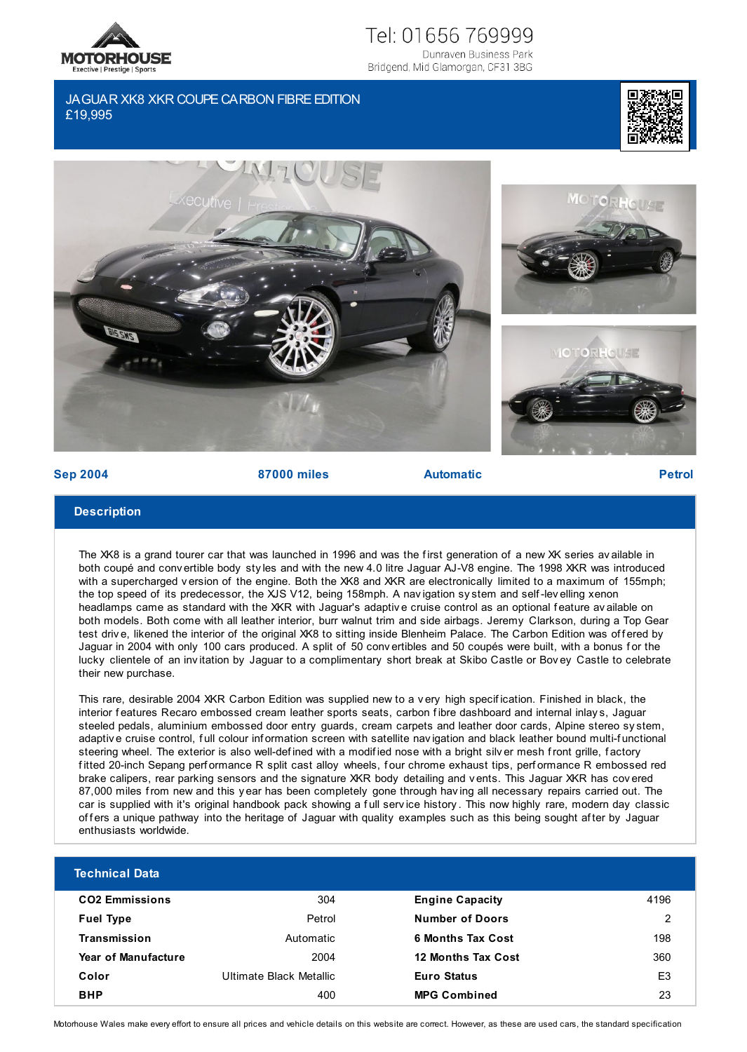MOTORHOUSE
Exective | Prestige | Sports

Tel: 01656 769999
Dunraven Business Park
Bridgend, Mid Glamorgan, CF31 3BG

# JAGUAR XK8 XKR COUPE CARBON FIBRE EDITION
£19,995

**Sep 2004** | **87000 miles** | **Automatic** | **Petrol**

## Description

The XK8 is a grand tourer car that was launched in 1996 and was the first generation of a new XK series available in both coupé and convertible body styles and with the new 4.0 litre Jaguar AJ-V8 engine. The 1998 XKR was introduced with a supercharged version of the engine. Both the XK8 and XKR are electronically limited to a maximum of 155mph; the top speed of its predecessor, the XJS V12, being 158mph. A navigation system and self-levelling xenon headlamps came as standard with the XKR with Jaguar's adaptive cruise control as an optional feature available on both models. Both come with all leather interior, burr walnut trim and side airbags. Jeremy Clarkson, during a Top Gear test drive, likened the interior of the original XK8 to sitting inside Blenheim Palace. The Carbon Edition was offered by Jaguar in 2004 with only 100 cars produced. A split of 50 convertibles and 50 coupés were built, with a bonus for the lucky clientele of an invitation by Jaguar to a complimentary short break at Skibo Castle or Bovey Castle to celebrate their new purchase.

This rare, desirable 2004 XKR Carbon Edition was supplied new to a very high specification. Finished in black, the interior features Recaro embossed cream leather sports seats, carbon fibre dashboard and internal inlays, Jaguar steeled pedals, aluminium embossed door entry guards, cream carpets and leather door cards, Alpine stereo system, adaptive cruise control, full colour information screen with satellite navigation and black leather bound multi-functional steering wheel. The exterior is also well-defined with a modified nose with a bright silver mesh front grille, factory fitted 20-inch Sepang performance R split cast alloy wheels, four chrome exhaust tips, performance R embossed red brake calipers, rear parking sensors and the signature XKR body detailing and vents. This Jaguar XKR has covered 87,000 miles from new and this year has been completely gone through having all necessary repairs carried out. The car is supplied with it's original handbook pack showing a full service history. This now highly rare, modern day classic offers a unique pathway into the heritage of Jaguar with quality examples such as this being sought after by Jaguar enthusiasts worldwide.

## Technical Data

| | | | |
|---|---|---|---|
| **CO2 Emmissions** | 304 | **Engine Capacity** | 4196 |
| **Fuel Type** | Petrol | **Number of Doors** | 2 |
| **Transmission** | Automatic | **6 Months Tax Cost** | 198 |
| **Year of Manufacture** | 2004 | **12 Months Tax Cost** | 360 |
| **Color** | Ultimate Black Metallic | **Euro Status** | E3 |
| **BHP** | 400 | **MPG Combined** | 23 |

Motorhouse Wales make every effort to ensure all prices and vehicle details on this website are correct. However, as these are used cars, the standard specification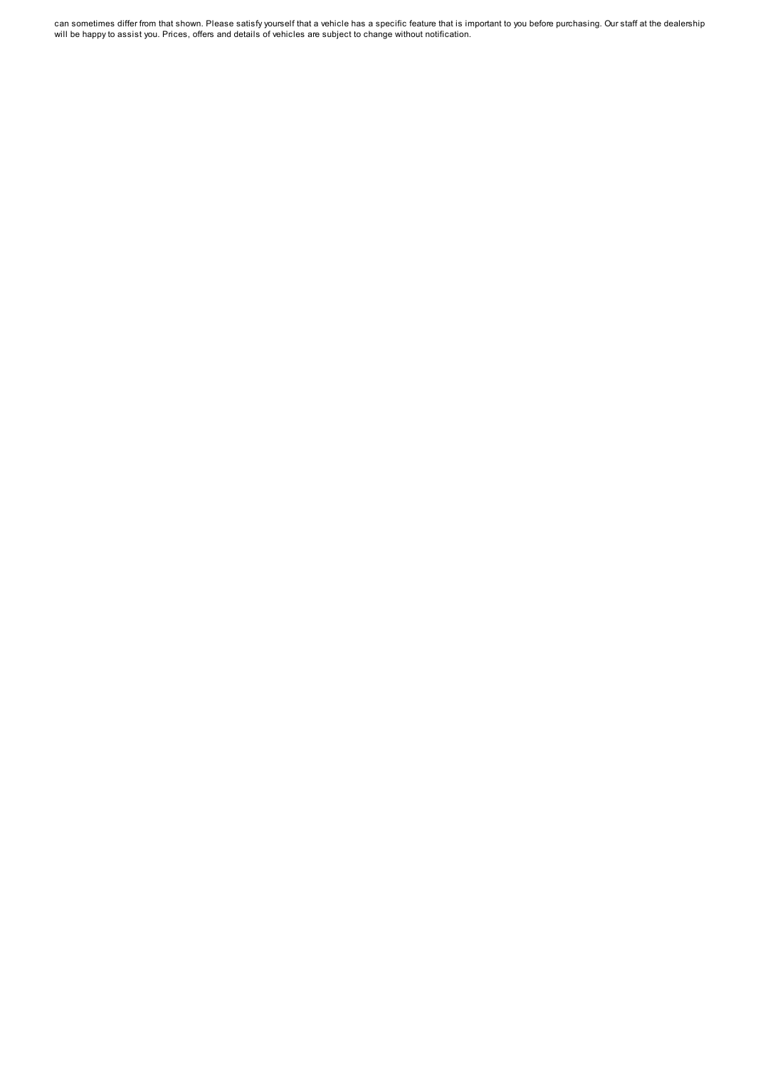can sometimes differ from that shown. Please satisfy yourself that a vehicle has a specific feature that is important to you before purchasing. Our staff at the dealership will be happy to assist you. Prices, offers and details of vehicles are subject to change without notification.